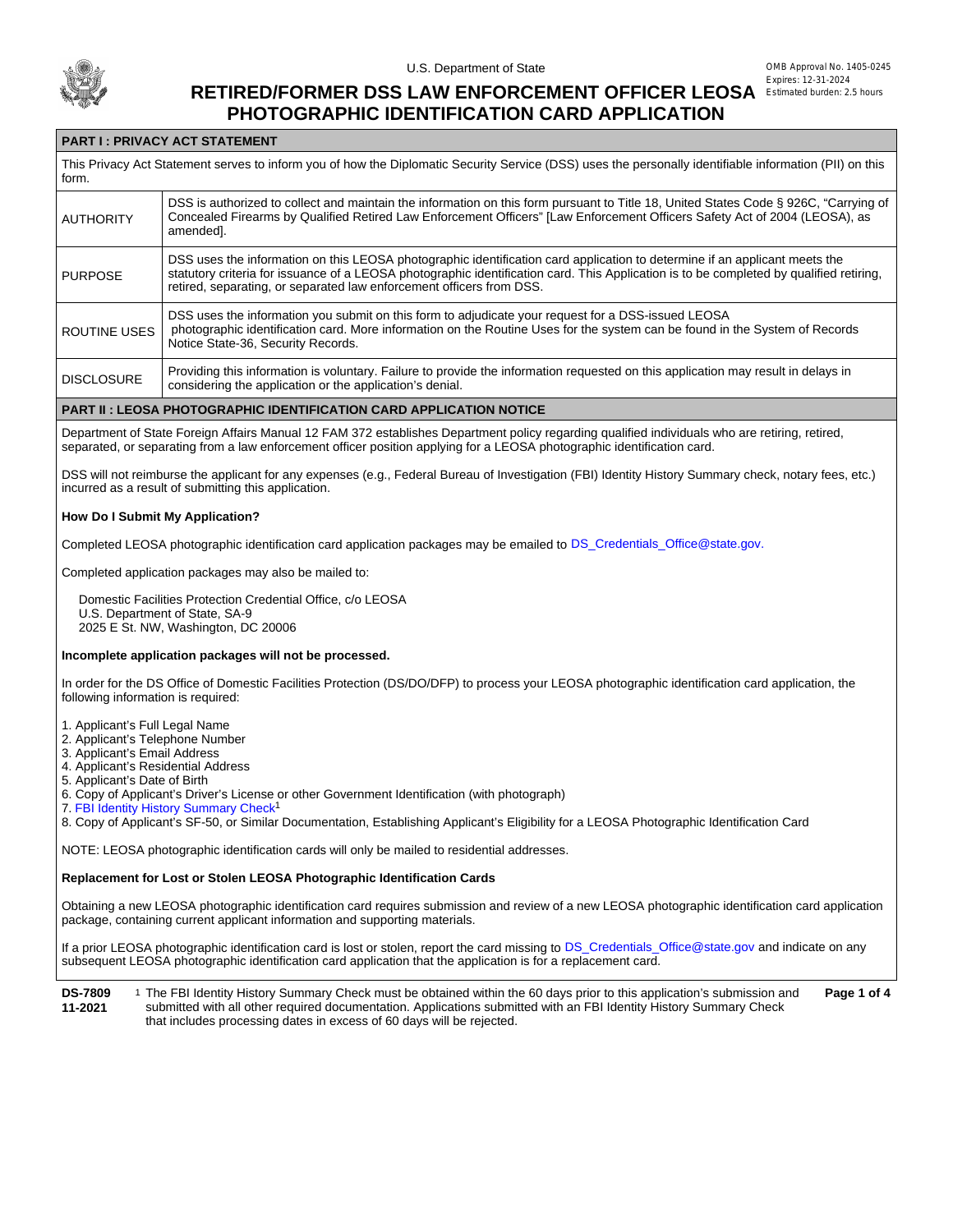U.S. Department of State

OMB Approval No. 1405-0245
Expires: 12-31-2024
Estimated burden: 2.5 hours

# RETIRED/FORMER DSS LAW ENFORCEMENT OFFICER LEOSA PHOTOGRAPHIC IDENTIFICATION CARD APPLICATION

## PART I : PRIVACY ACT STATEMENT

This Privacy Act Statement serves to inform you of how the Diplomatic Security Service (DSS) uses the personally identifiable information (PII) on this form.

| | |
|---|---|
| AUTHORITY | DSS is authorized to collect and maintain the information on this form pursuant to Title 18, United States Code § 926C, "Carrying of Concealed Firearms by Qualified Retired Law Enforcement Officers" [Law Enforcement Officers Safety Act of 2004 (LEOSA), as amended]. |
| PURPOSE | DSS uses the information on this LEOSA photographic identification card application to determine if an applicant meets the statutory criteria for issuance of a LEOSA photographic identification card. This Application is to be completed by qualified retiring, retired, separating, or separated law enforcement officers from DSS. |
| ROUTINE USES | DSS uses the information you submit on this form to adjudicate your request for a DSS-issued LEOSA photographic identification card. More information on the Routine Uses for the system can be found in the System of Records Notice State-36, Security Records. |
| DISCLOSURE | Providing this information is voluntary. Failure to provide the information requested on this application may result in delays in considering the application or the application's denial. |

## PART II : LEOSA PHOTOGRAPHIC IDENTIFICATION CARD APPLICATION NOTICE

Department of State Foreign Affairs Manual 12 FAM 372 establishes Department policy regarding qualified individuals who are retiring, retired, separated, or separating from a law enforcement officer position applying for a LEOSA photographic identification card.

DSS will not reimburse the applicant for any expenses (e.g., Federal Bureau of Investigation (FBI) Identity History Summary check, notary fees, etc.) incurred as a result of submitting this application.

**How Do I Submit My Application?**

Completed LEOSA photographic identification card application packages may be emailed to DS_Credentials_Office@state.gov.

Completed application packages may also be mailed to:

Domestic Facilities Protection Credential Office, c/o LEOSA
U.S. Department of State, SA-9
2025 E St. NW, Washington, DC 20006

**Incomplete application packages will not be processed.**

In order for the DS Office of Domestic Facilities Protection (DS/DO/DFP) to process your LEOSA photographic identification card application, the following information is required:

1. Applicant's Full Legal Name
2. Applicant's Telephone Number
3. Applicant's Email Address
4. Applicant's Residential Address
5. Applicant's Date of Birth
6. Copy of Applicant's Driver's License or other Government Identification (with photograph)
7. FBI Identity History Summary Check[1]
8. Copy of Applicant's SF-50, or Similar Documentation, Establishing Applicant's Eligibility for a LEOSA Photographic Identification Card

NOTE: LEOSA photographic identification cards will only be mailed to residential addresses.

**Replacement for Lost or Stolen LEOSA Photographic Identification Cards**

Obtaining a new LEOSA photographic identification card requires submission and review of a new LEOSA photographic identification card application package, containing current applicant information and supporting materials.

If a prior LEOSA photographic identification card is lost or stolen, report the card missing to DS_Credentials_Office@state.gov and indicate on any subsequent LEOSA photographic identification card application that the application is for a replacement card.

**DS-7809**
**11-2021**

[1] The FBI Identity History Summary Check must be obtained within the 60 days prior to this application's submission and submitted with all other required documentation. Applications submitted with an FBI Identity History Summary Check that includes processing dates in excess of 60 days will be rejected.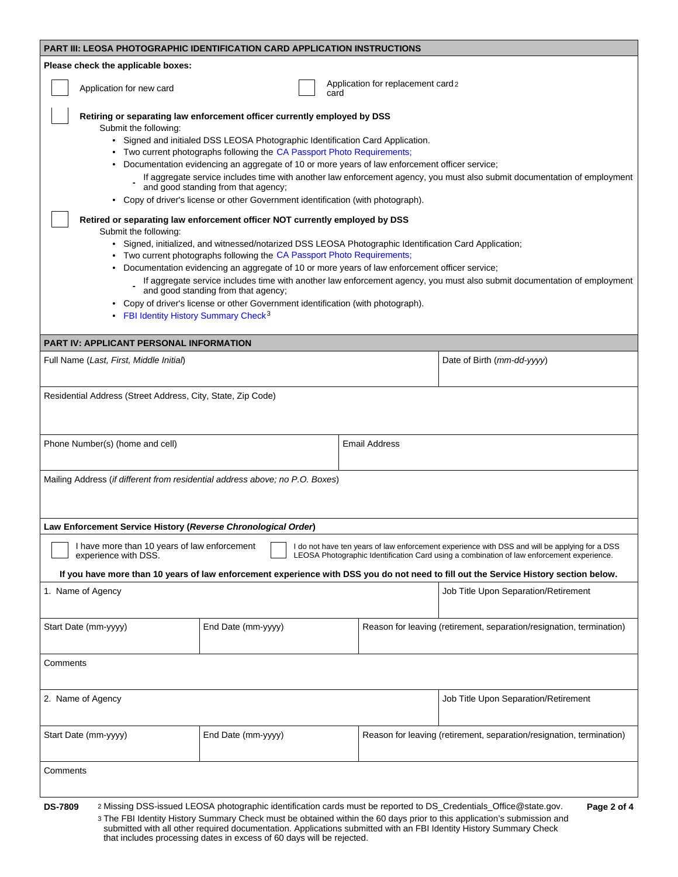## PART III: LEOSA PHOTOGRAPHIC IDENTIFICATION CARD APPLICATION INSTRUCTIONS

**Please check the applicable boxes:**

☐ Application for new card

☐ Application for replacement card[2]

☐ **Retiring or separating law enforcement officer currently employed by DSS**

Submit the following:

- Signed and initialed DSS LEOSA Photographic Identification Card Application.
- Two current photographs following the CA Passport Photo Requirements;
- Documentation evidencing an aggregate of 10 or more years of law enforcement officer service;
  - If aggregate service includes time with another law enforcement agency, you must also submit documentation of employment and good standing from that agency;
- Copy of driver's license or other Government identification (with photograph).

☐ **Retired or separating law enforcement officer NOT currently employed by DSS**

Submit the following:

- Signed, initialed, and witnessed/notarized DSS LEOSA Photographic Identification Card Application;
- Two current photographs following the CA Passport Photo Requirements;
- Documentation evidencing an aggregate of 10 or more years of law enforcement officer service;
  - If aggregate service includes time with another law enforcement agency, you must also submit documentation of employment and good standing from that agency;
- Copy of driver's license or other Government identification (with photograph).
- FBI Identity History Summary Check[3]

## PART IV: APPLICANT PERSONAL INFORMATION

| Full Name (*Last, First, Middle Initial*) | Date of Birth (*mm-dd-yyyy*) |
|---|---|
| | |

| Residential Address (Street Address, City, State, Zip Code) |
|---|
| |

| Phone Number(s) (home and cell) | Email Address |
|---|---|
| | |

| Mailing Address (*if different from residential address above; no P.O. Boxes*) |
|---|
| |

**Law Enforcement Service History (*Reverse Chronological Order*)**

☐ I have more than 10 years of law enforcement experience with DSS.

☐ I do not have ten years of law enforcement experience with DSS and will be applying for a DSS LEOSA Photographic Identification Card using a combination of law enforcement experience.

**If you have more than 10 years of law enforcement experience with DSS you do not need to fill out the Service History section below.**

| 1. Name of Agency | | Job Title Upon Separation/Retirement |
|---|---|---|
| Start Date (mm-yyyy) | End Date (mm-yyyy) | Reason for leaving (retirement, separation/resignation, termination) |
| Comments | | |

| 2. Name of Agency | | Job Title Upon Separation/Retirement |
|---|---|---|
| Start Date (mm-yyyy) | End Date (mm-yyyy) | Reason for leaving (retirement, separation/resignation, termination) |
| Comments | | |

DS-7809

[2] Missing DSS-issued LEOSA photographic identification cards must be reported to DS_Credentials_Office@state.gov.

[3] The FBI Identity History Summary Check must be obtained within the 60 days prior to this application's submission and submitted with all other required documentation. Applications submitted with an FBI Identity History Summary Check that includes processing dates in excess of 60 days will be rejected.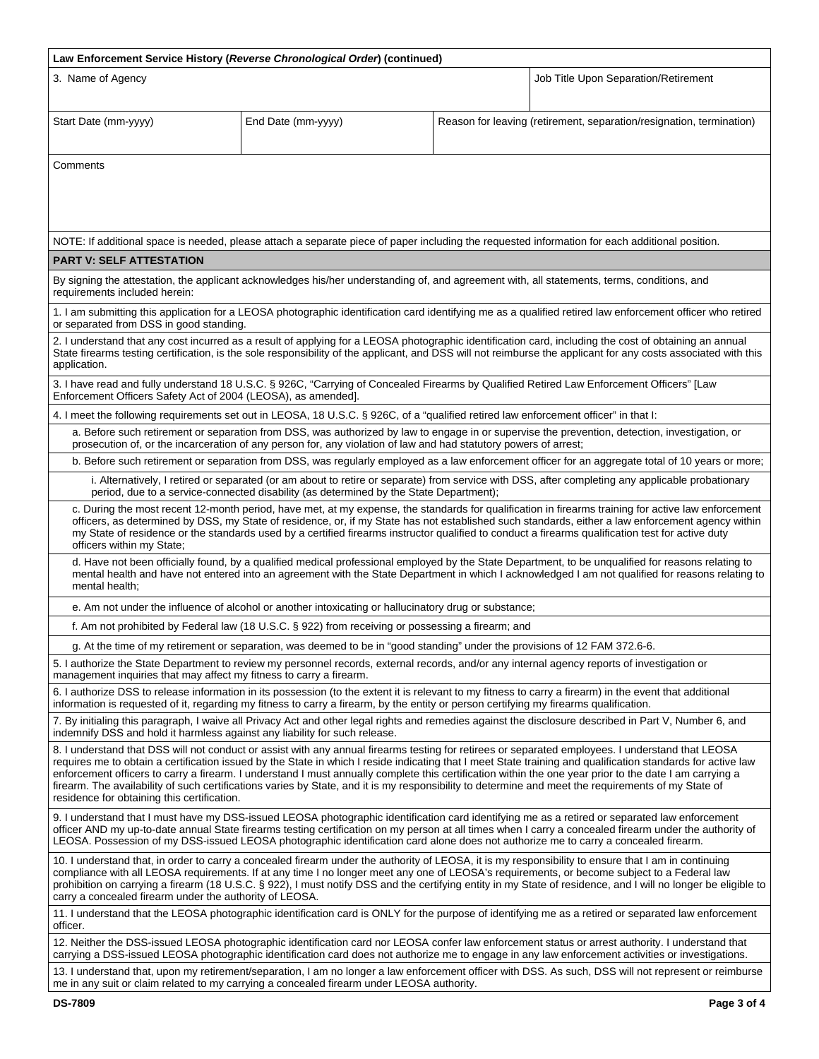**Law Enforcement Service History (*Reverse Chronological Order*) (continued)**

| 3. Name of Agency | | | Job Title Upon Separation/Retirement |
|---|---|---|---|
| Start Date (mm-yyyy) | End Date (mm-yyyy) | Reason for leaving (retirement, separation/resignation, termination) | |
| Comments | | | |

NOTE: If additional space is needed, please attach a separate piece of paper including the requested information for each additional position.

## PART V: SELF ATTESTATION

By signing the attestation, the applicant acknowledges his/her understanding of, and agreement with, all statements, terms, conditions, and requirements included herein:

1. I am submitting this application for a LEOSA photographic identification card identifying me as a qualified retired law enforcement officer who retired or separated from DSS in good standing.

2. I understand that any cost incurred as a result of applying for a LEOSA photographic identification card, including the cost of obtaining an annual State firearms testing certification, is the sole responsibility of the applicant, and DSS will not reimburse the applicant for any costs associated with this application.

3. I have read and fully understand 18 U.S.C. § 926C, "Carrying of Concealed Firearms by Qualified Retired Law Enforcement Officers" [Law Enforcement Officers Safety Act of 2004 (LEOSA), as amended].

4. I meet the following requirements set out in LEOSA, 18 U.S.C. § 926C, of a "qualified retired law enforcement officer" in that I:

   a. Before such retirement or separation from DSS, was authorized by law to engage in or supervise the prevention, detection, investigation, or prosecution of, or the incarceration of any person for, any violation of law and had statutory powers of arrest;

   b. Before such retirement or separation from DSS, was regularly employed as a law enforcement officer for an aggregate total of 10 years or more;

      i. Alternatively, I retired or separated (or am about to retire or separate) from service with DSS, after completing any applicable probationary period, due to a service-connected disability (as determined by the State Department);

   c. During the most recent 12-month period, have met, at my expense, the standards for qualification in firearms training for active law enforcement officers, as determined by DSS, my State of residence, or, if my State has not established such standards, either a law enforcement agency within my State of residence or the standards used by a certified firearms instructor qualified to conduct a firearms qualification test for active duty officers within my State;

   d. Have not been officially found, by a qualified medical professional employed by the State Department, to be unqualified for reasons relating to mental health and have not entered into an agreement with the State Department in which I acknowledged I am not qualified for reasons relating to mental health;

   e. Am not under the influence of alcohol or another intoxicating or hallucinatory drug or substance;

   f. Am not prohibited by Federal law (18 U.S.C. § 922) from receiving or possessing a firearm; and

   g. At the time of my retirement or separation, was deemed to be in "good standing" under the provisions of 12 FAM 372.6-6.

5. I authorize the State Department to review my personnel records, external records, and/or any internal agency reports of investigation or management inquiries that may affect my fitness to carry a firearm.

6. I authorize DSS to release information in its possession (to the extent it is relevant to my fitness to carry a firearm) in the event that additional information is requested of it, regarding my fitness to carry a firearm, by the entity or person certifying my firearms qualification.

7. By initialing this paragraph, I waive all Privacy Act and other legal rights and remedies against the disclosure described in Part V, Number 6, and indemnify DSS and hold it harmless against any liability for such release.

8. I understand that DSS will not conduct or assist with any annual firearms testing for retirees or separated employees. I understand that LEOSA requires me to obtain a certification issued by the State in which I reside indicating that I meet State training and qualification standards for active law enforcement officers to carry a firearm. I understand I must annually complete this certification within the one year prior to the date I am carrying a firearm. The availability of such certifications varies by State, and it is my responsibility to determine and meet the requirements of my State of residence for obtaining this certification.

9. I understand that I must have my DSS-issued LEOSA photographic identification card identifying me as a retired or separated law enforcement officer AND my up-to-date annual State firearms testing certification on my person at all times when I carry a concealed firearm under the authority of LEOSA. Possession of my DSS-issued LEOSA photographic identification card alone does not authorize me to carry a concealed firearm.

10. I understand that, in order to carry a concealed firearm under the authority of LEOSA, it is my responsibility to ensure that I am in continuing compliance with all LEOSA requirements. If at any time I no longer meet any one of LEOSA's requirements, or become subject to a Federal law prohibition on carrying a firearm (18 U.S.C. § 922), I must notify DSS and the certifying entity in my State of residence, and I will no longer be eligible to carry a concealed firearm under the authority of LEOSA.

11. I understand that the LEOSA photographic identification card is ONLY for the purpose of identifying me as a retired or separated law enforcement officer.

12. Neither the DSS-issued LEOSA photographic identification card nor LEOSA confer law enforcement status or arrest authority. I understand that carrying a DSS-issued LEOSA photographic identification card does not authorize me to engage in any law enforcement activities or investigations.

13. I understand that, upon my retirement/separation, I am no longer a law enforcement officer with DSS. As such, DSS will not represent or reimburse me in any suit or claim related to my carrying a concealed firearm under LEOSA authority.

DS-7809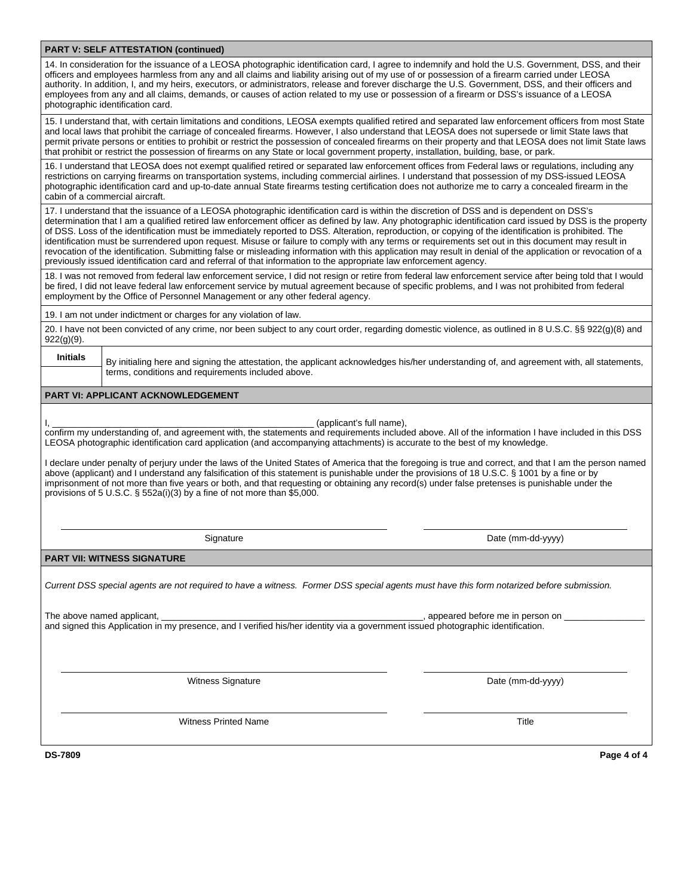## PART V: SELF ATTESTATION (continued)

14. In consideration for the issuance of a LEOSA photographic identification card, I agree to indemnify and hold the U.S. Government, DSS, and their officers and employees harmless from any and all claims and liability arising out of my use of or possession of a firearm carried under LEOSA authority. In addition, I, and my heirs, executors, or administrators, release and forever discharge the U.S. Government, DSS, and their officers and employees from any and all claims, demands, or causes of action related to my use or possession of a firearm or DSS's issuance of a LEOSA photographic identification card.

15. I understand that, with certain limitations and conditions, LEOSA exempts qualified retired and separated law enforcement officers from most State and local laws that prohibit the carriage of concealed firearms. However, I also understand that LEOSA does not supersede or limit State laws that permit private persons or entities to prohibit or restrict the possession of concealed firearms on their property and that LEOSA does not limit State laws that prohibit or restrict the possession of firearms on any State or local government property, installation, building, base, or park.

16. I understand that LEOSA does not exempt qualified retired or separated law enforcement offices from Federal laws or regulations, including any restrictions on carrying firearms on transportation systems, including commercial airlines. I understand that possession of my DSS-issued LEOSA photographic identification card and up-to-date annual State firearms testing certification does not authorize me to carry a concealed firearm in the cabin of a commercial aircraft.

17. I understand that the issuance of a LEOSA photographic identification card is within the discretion of DSS and is dependent on DSS's determination that I am a qualified retired law enforcement officer as defined by law. Any photographic identification card issued by DSS is the property of DSS. Loss of the identification must be immediately reported to DSS. Alteration, reproduction, or copying of the identification is prohibited. The identification must be surrendered upon request. Misuse or failure to comply with any terms or requirements set out in this document may result in revocation of the identification. Submitting false or misleading information with this application may result in denial of the application or revocation of a previously issued identification card and referral of that information to the appropriate law enforcement agency.

18. I was not removed from federal law enforcement service, I did not resign or retire from federal law enforcement service after being told that I would be fired, I did not leave federal law enforcement service by mutual agreement because of specific problems, and I was not prohibited from federal employment by the Office of Personnel Management or any other federal agency.

19. I am not under indictment or charges for any violation of law.

20. I have not been convicted of any crime, nor been subject to any court order, regarding domestic violence, as outlined in 8 U.S.C. §§ 922(g)(8) and 922(g)(9).

| Initials | By initialing here and signing the attestation, the applicant acknowledges his/her understanding of, and agreement with, all statements, terms, conditions and requirements included above. |
|---|---|
| | |

## PART VI: APPLICANT ACKNOWLEDGEMENT

I, ______________________________________________________ (applicant's full name),
confirm my understanding of, and agreement with, the statements and requirements included above. All of the information I have included in this DSS LEOSA photographic identification card application (and accompanying attachments) is accurate to the best of my knowledge.

I declare under penalty of perjury under the laws of the United States of America that the foregoing is true and correct, and that I am the person named above (applicant) and I understand any falsification of this statement is punishable under the provisions of 18 U.S.C. § 1001 by a fine or by imprisonment of not more than five years or both, and that requesting or obtaining any record(s) under false pretenses is punishable under the provisions of 5 U.S.C. § 552a(i)(3) by a fine of not more than $5,000.

______________________________________ Signature

____________________ Date (mm-dd-yyyy)

## PART VII: WITNESS SIGNATURE

*Current DSS special agents are not required to have a witness. Former DSS special agents must have this form notarized before submission.*

The above named applicant, ______________________________________________________, appeared before me in person on ________________ and signed this Application in my presence, and I verified his/her identity via a government issued photographic identification.

______________________________________ Witness Signature

____________________ Date (mm-dd-yyyy)

______________________________________ Witness Printed Name

____________________ Title

DS-7809